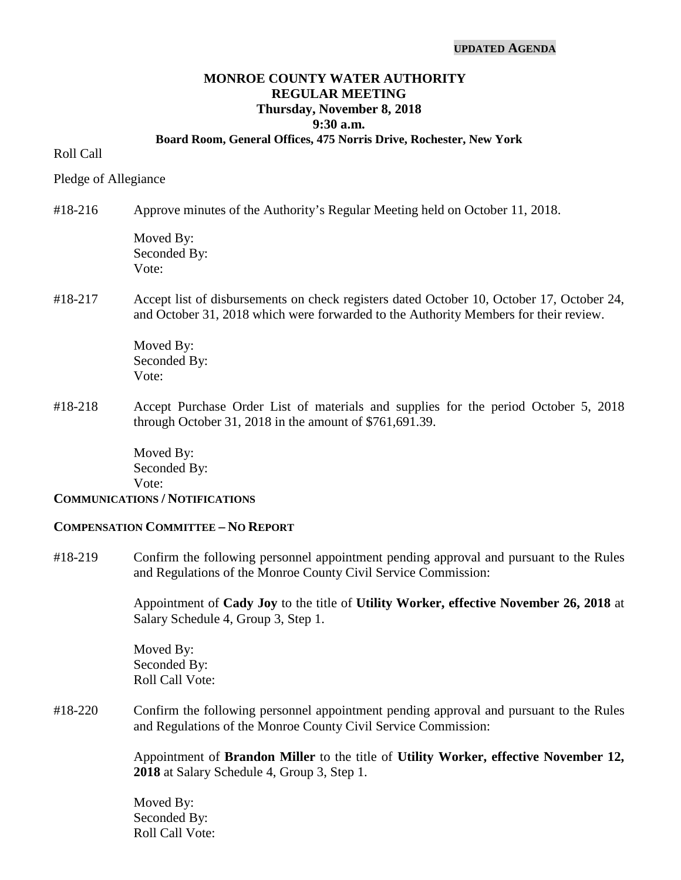**UPDATED AGENDA**

# MONROE COUNTY WATER AUTHORITY
## REGULAR MEETING
### Thursday, November 8, 2018
### 9:30 a.m.
### Board Room, General Offices, 475 Norris Drive, Rochester, New York

Roll Call

Pledge of Allegiance

#18-216 Approve minutes of the Authority's Regular Meeting held on October 11, 2018.

Moved By:
Seconded By:
Vote:

#18-217 Accept list of disbursements on check registers dated October 10, October 17, October 24, and October 31, 2018 which were forwarded to the Authority Members for their review.

Moved By:
Seconded By:
Vote:

#18-218 Accept Purchase Order List of materials and supplies for the period October 5, 2018 through October 31, 2018 in the amount of $761,691.39.

Moved By:
Seconded By:
Vote:

**COMMUNICATIONS / NOTIFICATIONS**

**COMPENSATION COMMITTEE – NO REPORT**

#18-219 Confirm the following personnel appointment pending approval and pursuant to the Rules and Regulations of the Monroe County Civil Service Commission:

Appointment of **Cady Joy** to the title of **Utility Worker, effective November 26, 2018** at Salary Schedule 4, Group 3, Step 1.

Moved By:
Seconded By:
Roll Call Vote:

#18-220 Confirm the following personnel appointment pending approval and pursuant to the Rules and Regulations of the Monroe County Civil Service Commission:

Appointment of **Brandon Miller** to the title of **Utility Worker, effective November 12, 2018** at Salary Schedule 4, Group 3, Step 1.

Moved By:
Seconded By:
Roll Call Vote: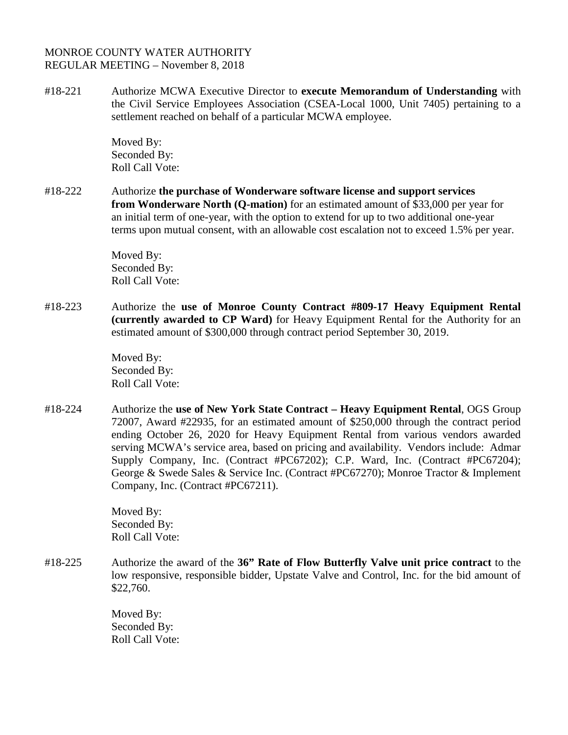MONROE COUNTY WATER AUTHORITY
REGULAR MEETING – November 8, 2018

#18-221 Authorize MCWA Executive Director to **execute Memorandum of Understanding** with the Civil Service Employees Association (CSEA-Local 1000, Unit 7405) pertaining to a settlement reached on behalf of a particular MCWA employee.

Moved By:
Seconded By:
Roll Call Vote:

#18-222 Authorize **the purchase of Wonderware software license and support services from Wonderware North (Q-mation)** for an estimated amount of $33,000 per year for an initial term of one-year, with the option to extend for up to two additional one-year terms upon mutual consent, with an allowable cost escalation not to exceed 1.5% per year.

Moved By:
Seconded By:
Roll Call Vote:

#18-223 Authorize the **use of Monroe County Contract #809-17 Heavy Equipment Rental (currently awarded to CP Ward)** for Heavy Equipment Rental for the Authority for an estimated amount of $300,000 through contract period September 30, 2019.

Moved By:
Seconded By:
Roll Call Vote:

#18-224 Authorize the **use of New York State Contract – Heavy Equipment Rental**, OGS Group 72007, Award #22935, for an estimated amount of $250,000 through the contract period ending October 26, 2020 for Heavy Equipment Rental from various vendors awarded serving MCWA's service area, based on pricing and availability. Vendors include: Admar Supply Company, Inc. (Contract #PC67202); C.P. Ward, Inc. (Contract #PC67204); George & Swede Sales & Service Inc. (Contract #PC67270); Monroe Tractor & Implement Company, Inc. (Contract #PC67211).

Moved By:
Seconded By:
Roll Call Vote:

#18-225 Authorize the award of the **36" Rate of Flow Butterfly Valve unit price contract** to the low responsive, responsible bidder, Upstate Valve and Control, Inc. for the bid amount of $22,760.

Moved By:
Seconded By:
Roll Call Vote: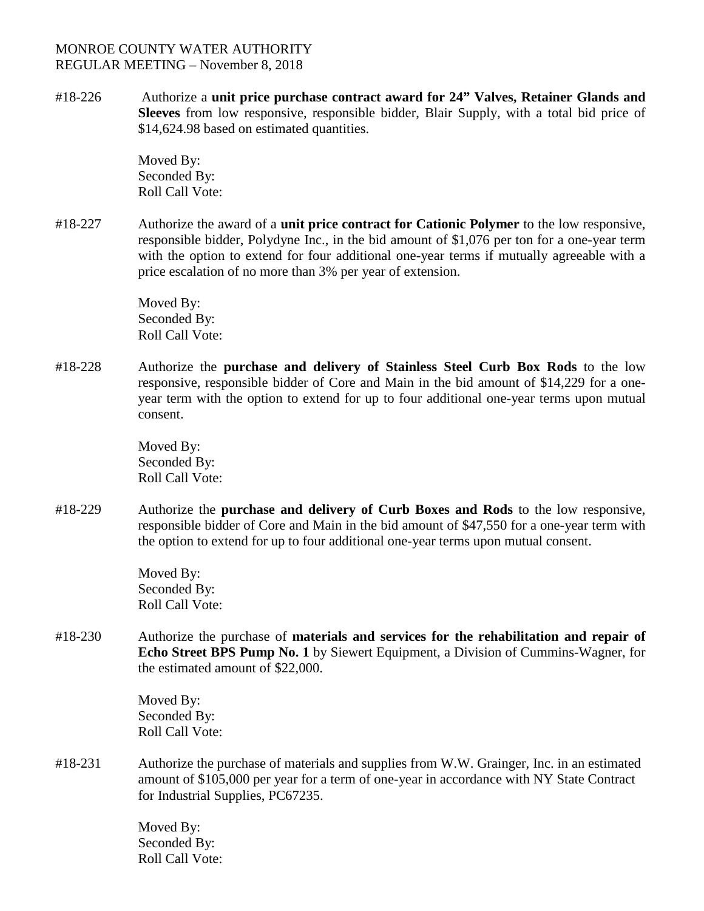MONROE COUNTY WATER AUTHORITY
REGULAR MEETING – November 8, 2018

#18-226 Authorize a **unit price purchase contract award for 24" Valves, Retainer Glands and Sleeves** from low responsive, responsible bidder, Blair Supply, with a total bid price of $14,624.98 based on estimated quantities.

Moved By:
Seconded By:
Roll Call Vote:

#18-227 Authorize the award of a **unit price contract for Cationic Polymer** to the low responsive, responsible bidder, Polydyne Inc., in the bid amount of $1,076 per ton for a one-year term with the option to extend for four additional one-year terms if mutually agreeable with a price escalation of no more than 3% per year of extension.

Moved By:
Seconded By:
Roll Call Vote:

#18-228 Authorize the **purchase and delivery of Stainless Steel Curb Box Rods** to the low responsive, responsible bidder of Core and Main in the bid amount of $14,229 for a one-year term with the option to extend for up to four additional one-year terms upon mutual consent.

Moved By:
Seconded By:
Roll Call Vote:

#18-229 Authorize the **purchase and delivery of Curb Boxes and Rods** to the low responsive, responsible bidder of Core and Main in the bid amount of $47,550 for a one-year term with the option to extend for up to four additional one-year terms upon mutual consent.

Moved By:
Seconded By:
Roll Call Vote:

#18-230 Authorize the purchase of **materials and services for the rehabilitation and repair of Echo Street BPS Pump No. 1** by Siewert Equipment, a Division of Cummins-Wagner, for the estimated amount of $22,000.

Moved By:
Seconded By:
Roll Call Vote:

#18-231 Authorize the purchase of materials and supplies from W.W. Grainger, Inc. in an estimated amount of $105,000 per year for a term of one-year in accordance with NY State Contract for Industrial Supplies, PC67235.

Moved By:
Seconded By:
Roll Call Vote: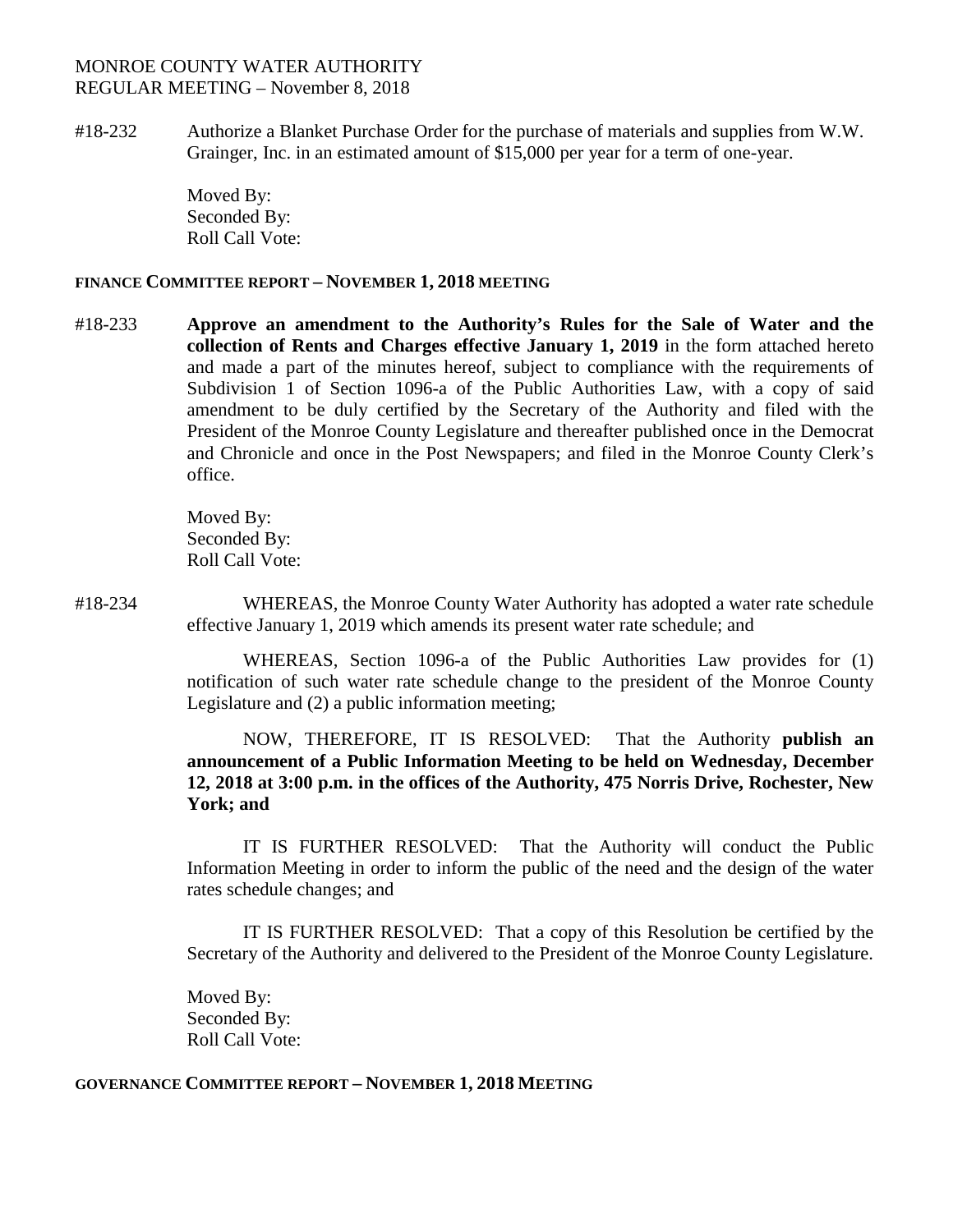MONROE COUNTY WATER AUTHORITY
REGULAR MEETING – November 8, 2018

#18-232 Authorize a Blanket Purchase Order for the purchase of materials and supplies from W.W. Grainger, Inc. in an estimated amount of $15,000 per year for a term of one-year.

Moved By:
Seconded By:
Roll Call Vote:

**FINANCE COMMITTEE REPORT – NOVEMBER 1, 2018 MEETING**

#18-233 **Approve an amendment to the Authority's Rules for the Sale of Water and the collection of Rents and Charges effective January 1, 2019** in the form attached hereto and made a part of the minutes hereof, subject to compliance with the requirements of Subdivision 1 of Section 1096-a of the Public Authorities Law, with a copy of said amendment to be duly certified by the Secretary of the Authority and filed with the President of the Monroe County Legislature and thereafter published once in the Democrat and Chronicle and once in the Post Newspapers; and filed in the Monroe County Clerk's office.

Moved By:
Seconded By:
Roll Call Vote:

#18-234 WHEREAS, the Monroe County Water Authority has adopted a water rate schedule effective January 1, 2019 which amends its present water rate schedule; and

WHEREAS, Section 1096-a of the Public Authorities Law provides for (1) notification of such water rate schedule change to the president of the Monroe County Legislature and (2) a public information meeting;

NOW, THEREFORE, IT IS RESOLVED: That the Authority **publish an announcement of a Public Information Meeting to be held on Wednesday, December 12, 2018 at 3:00 p.m. in the offices of the Authority, 475 Norris Drive, Rochester, New York; and**

IT IS FURTHER RESOLVED: That the Authority will conduct the Public Information Meeting in order to inform the public of the need and the design of the water rates schedule changes; and

IT IS FURTHER RESOLVED: That a copy of this Resolution be certified by the Secretary of the Authority and delivered to the President of the Monroe County Legislature.

Moved By:
Seconded By:
Roll Call Vote:

**GOVERNANCE COMMITTEE REPORT – NOVEMBER 1, 2018 MEETING**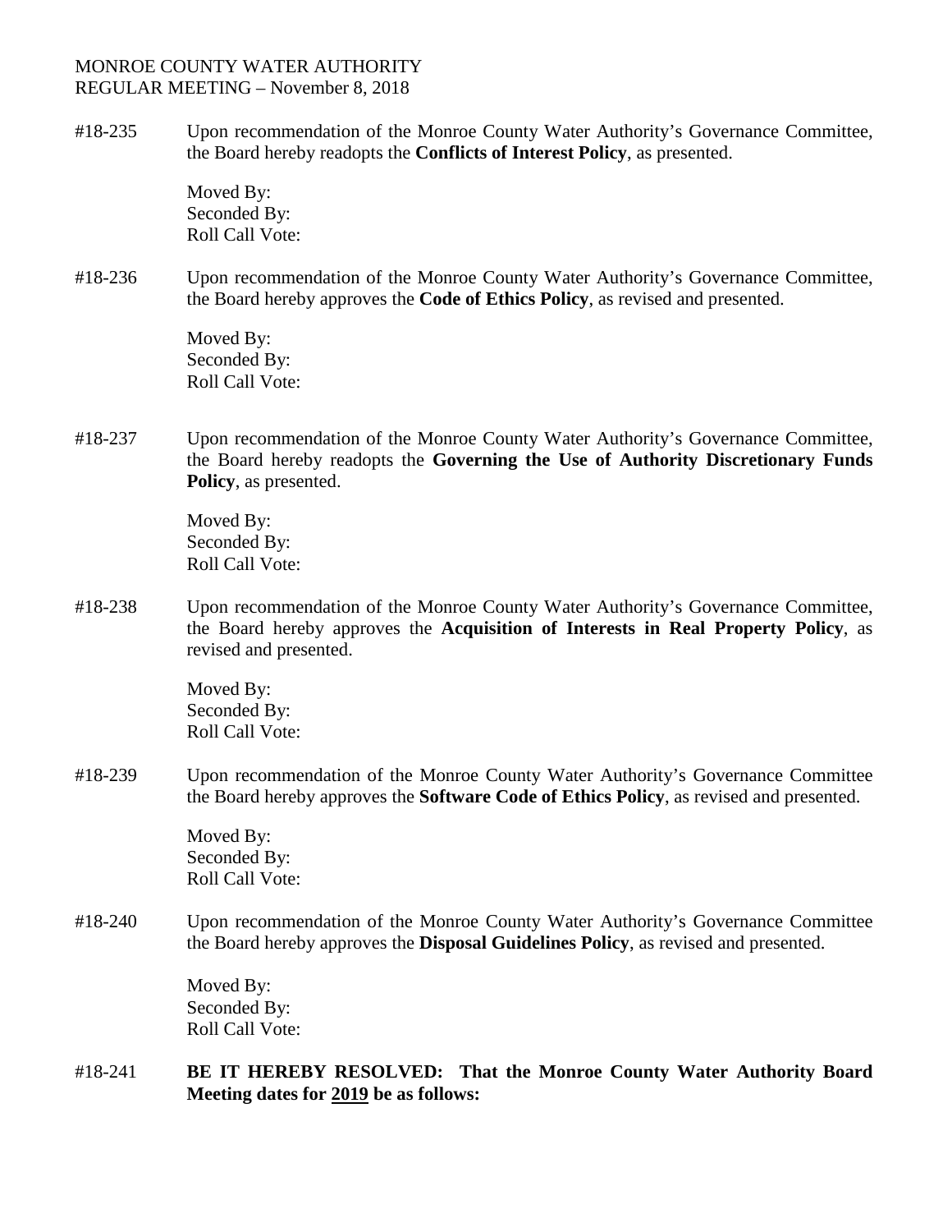MONROE COUNTY WATER AUTHORITY
REGULAR MEETING – November 8, 2018

#18-235 Upon recommendation of the Monroe County Water Authority's Governance Committee, the Board hereby readopts the **Conflicts of Interest Policy**, as presented.

Moved By:
Seconded By:
Roll Call Vote:

#18-236 Upon recommendation of the Monroe County Water Authority's Governance Committee, the Board hereby approves the **Code of Ethics Policy**, as revised and presented.

Moved By:
Seconded By:
Roll Call Vote:

#18-237 Upon recommendation of the Monroe County Water Authority's Governance Committee, the Board hereby readopts the **Governing the Use of Authority Discretionary Funds Policy**, as presented.

Moved By:
Seconded By:
Roll Call Vote:

#18-238 Upon recommendation of the Monroe County Water Authority's Governance Committee, the Board hereby approves the **Acquisition of Interests in Real Property Policy**, as revised and presented.

Moved By:
Seconded By:
Roll Call Vote:

#18-239 Upon recommendation of the Monroe County Water Authority's Governance Committee the Board hereby approves the **Software Code of Ethics Policy**, as revised and presented.

Moved By:
Seconded By:
Roll Call Vote:

#18-240 Upon recommendation of the Monroe County Water Authority's Governance Committee the Board hereby approves the **Disposal Guidelines Policy**, as revised and presented.

Moved By:
Seconded By:
Roll Call Vote:

#18-241 **BE IT HEREBY RESOLVED: That the Monroe County Water Authority Board Meeting dates for <u>2019</u> be as follows:**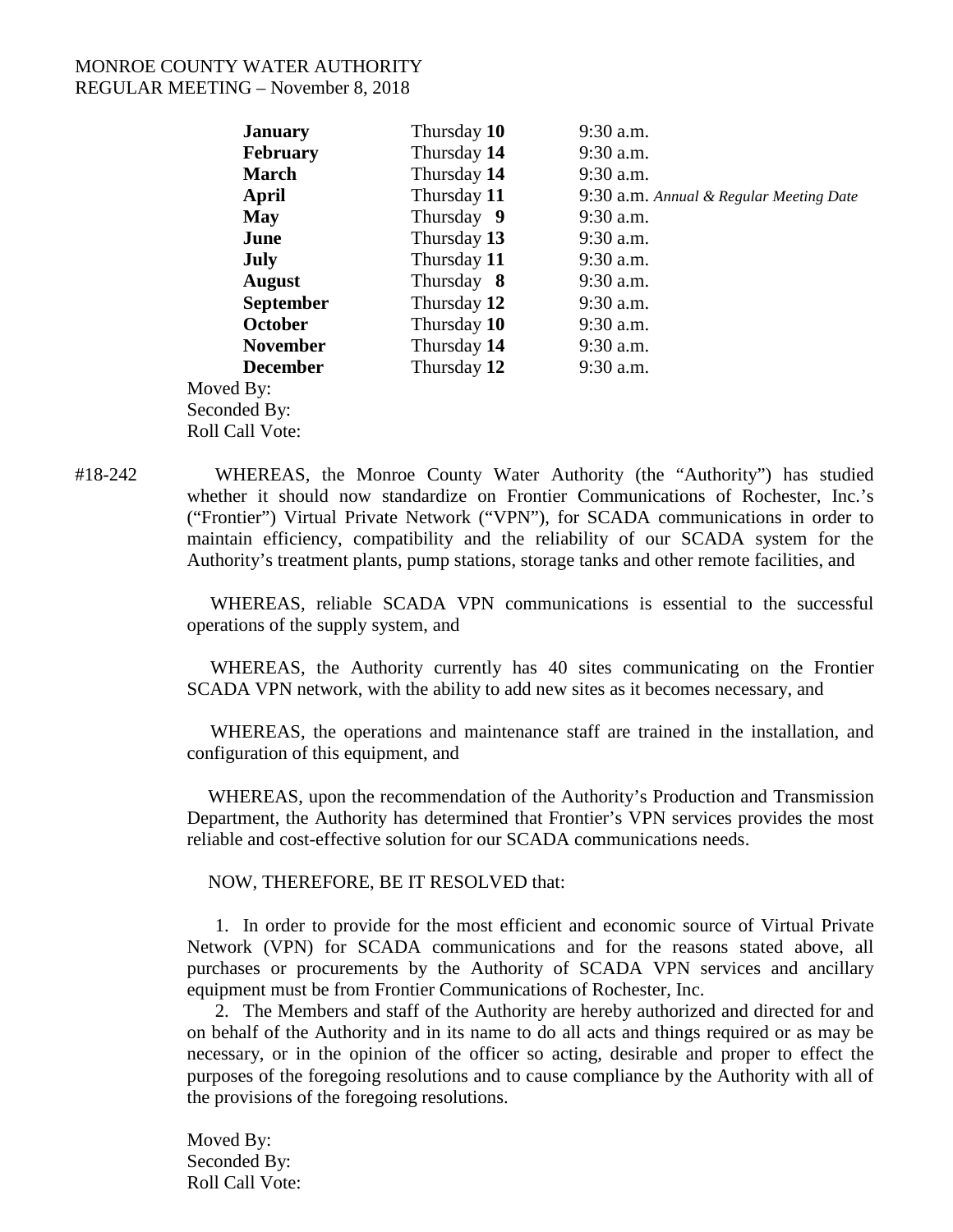| | | |
|---|---|---|
| **January** | Thursday **10** | 9:30 a.m. |
| **February** | Thursday **14** | 9:30 a.m. |
| **March** | Thursday **14** | 9:30 a.m. |
| **April** | Thursday **11** | 9:30 a.m. *Annual & Regular Meeting Date* |
| **May** | Thursday **9** | 9:30 a.m. |
| **June** | Thursday **13** | 9:30 a.m. |
| **July** | Thursday **11** | 9:30 a.m. |
| **August** | Thursday **8** | 9:30 a.m. |
| **September** | Thursday **12** | 9:30 a.m. |
| **October** | Thursday **10** | 9:30 a.m. |
| **November** | Thursday **14** | 9:30 a.m. |
| **December** | Thursday **12** | 9:30 a.m. |

Moved By:
Seconded By:
Roll Call Vote:

#18-242 WHEREAS, the Monroe County Water Authority (the "Authority") has studied whether it should now standardize on Frontier Communications of Rochester, Inc.'s ("Frontier") Virtual Private Network ("VPN"), for SCADA communications in order to maintain efficiency, compatibility and the reliability of our SCADA system for the Authority's treatment plants, pump stations, storage tanks and other remote facilities, and

WHEREAS, reliable SCADA VPN communications is essential to the successful operations of the supply system, and

WHEREAS, the Authority currently has 40 sites communicating on the Frontier SCADA VPN network, with the ability to add new sites as it becomes necessary, and

WHEREAS, the operations and maintenance staff are trained in the installation, and configuration of this equipment, and

WHEREAS, upon the recommendation of the Authority's Production and Transmission Department, the Authority has determined that Frontier's VPN services provides the most reliable and cost-effective solution for our SCADA communications needs.

NOW, THEREFORE, BE IT RESOLVED that:

1. In order to provide for the most efficient and economic source of Virtual Private Network (VPN) for SCADA communications and for the reasons stated above, all purchases or procurements by the Authority of SCADA VPN services and ancillary equipment must be from Frontier Communications of Rochester, Inc.
2. The Members and staff of the Authority are hereby authorized and directed for and on behalf of the Authority and in its name to do all acts and things required or as may be necessary, or in the opinion of the officer so acting, desirable and proper to effect the purposes of the foregoing resolutions and to cause compliance by the Authority with all of the provisions of the foregoing resolutions.

Moved By:
Seconded By:
Roll Call Vote: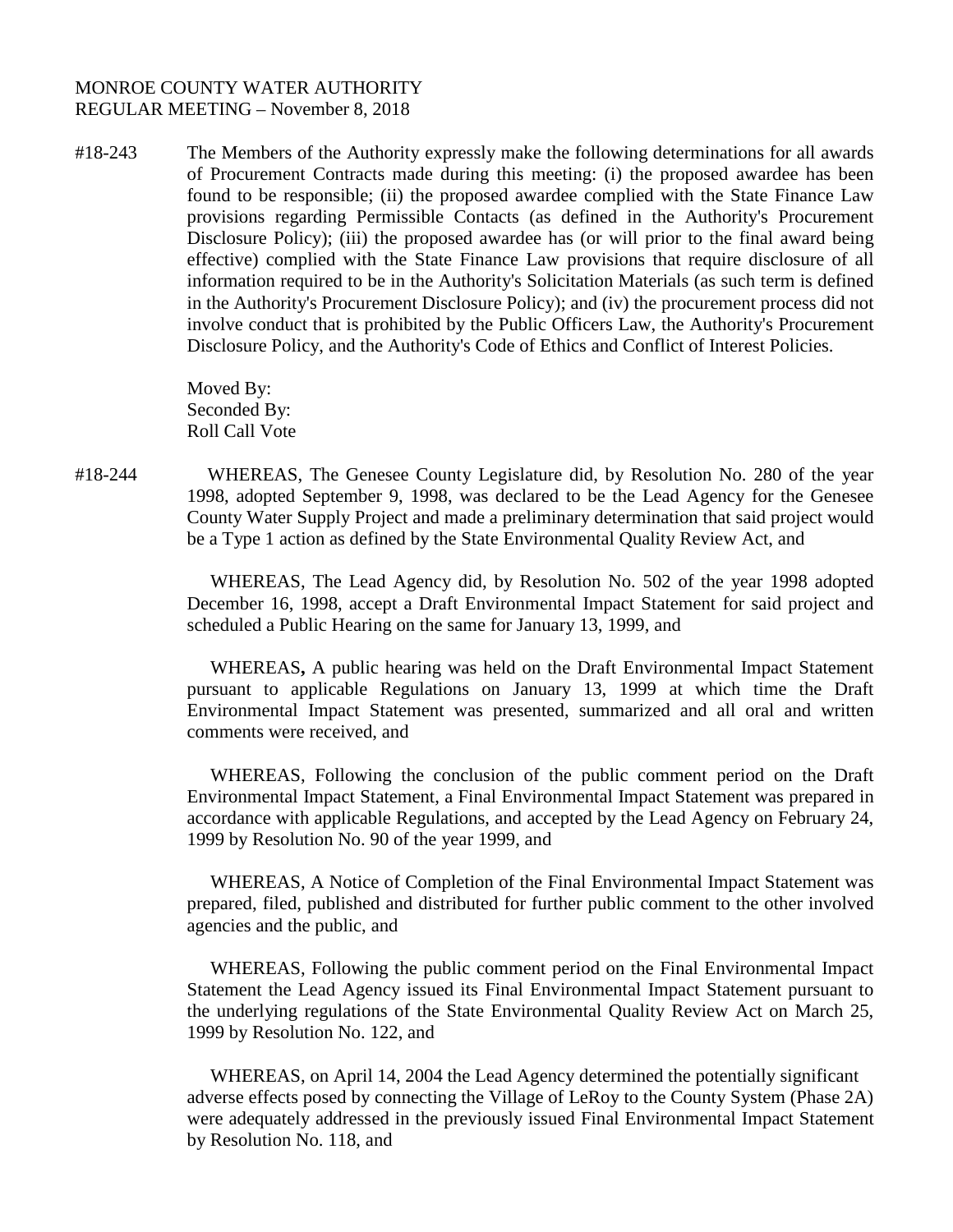MONROE COUNTY WATER AUTHORITY
REGULAR MEETING – November 8, 2018

#18-243 The Members of the Authority expressly make the following determinations for all awards of Procurement Contracts made during this meeting: (i) the proposed awardee has been found to be responsible; (ii) the proposed awardee complied with the State Finance Law provisions regarding Permissible Contacts (as defined in the Authority's Procurement Disclosure Policy); (iii) the proposed awardee has (or will prior to the final award being effective) complied with the State Finance Law provisions that require disclosure of all information required to be in the Authority's Solicitation Materials (as such term is defined in the Authority's Procurement Disclosure Policy); and (iv) the procurement process did not involve conduct that is prohibited by the Public Officers Law, the Authority's Procurement Disclosure Policy, and the Authority's Code of Ethics and Conflict of Interest Policies.

Moved By:
Seconded By:
Roll Call Vote

#18-244 WHEREAS, The Genesee County Legislature did, by Resolution No. 280 of the year 1998, adopted September 9, 1998, was declared to be the Lead Agency for the Genesee County Water Supply Project and made a preliminary determination that said project would be a Type 1 action as defined by the State Environmental Quality Review Act, and

WHEREAS, The Lead Agency did, by Resolution No. 502 of the year 1998 adopted December 16, 1998, accept a Draft Environmental Impact Statement for said project and scheduled a Public Hearing on the same for January 13, 1999, and

WHEREAS**,** A public hearing was held on the Draft Environmental Impact Statement pursuant to applicable Regulations on January 13, 1999 at which time the Draft Environmental Impact Statement was presented, summarized and all oral and written comments were received, and

WHEREAS, Following the conclusion of the public comment period on the Draft Environmental Impact Statement, a Final Environmental Impact Statement was prepared in accordance with applicable Regulations, and accepted by the Lead Agency on February 24, 1999 by Resolution No. 90 of the year 1999, and

WHEREAS, A Notice of Completion of the Final Environmental Impact Statement was prepared, filed, published and distributed for further public comment to the other involved agencies and the public, and

WHEREAS, Following the public comment period on the Final Environmental Impact Statement the Lead Agency issued its Final Environmental Impact Statement pursuant to the underlying regulations of the State Environmental Quality Review Act on March 25, 1999 by Resolution No. 122, and

WHEREAS, on April 14, 2004 the Lead Agency determined the potentially significant adverse effects posed by connecting the Village of LeRoy to the County System (Phase 2A) were adequately addressed in the previously issued Final Environmental Impact Statement by Resolution No. 118, and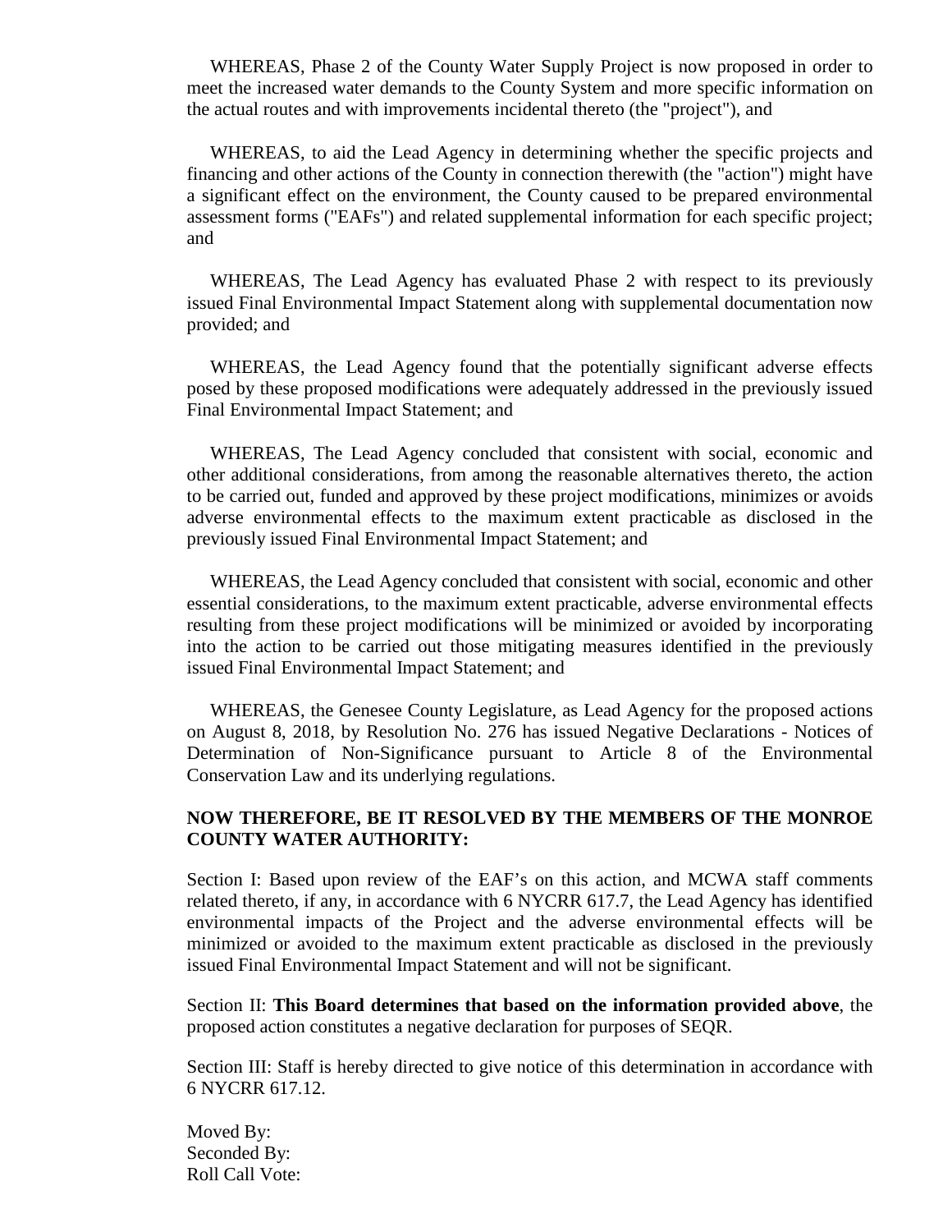WHEREAS, Phase 2 of the County Water Supply Project is now proposed in order to meet the increased water demands to the County System and more specific information on the actual routes and with improvements incidental thereto (the "project"), and

WHEREAS, to aid the Lead Agency in determining whether the specific projects and financing and other actions of the County in connection therewith (the "action") might have a significant effect on the environment, the County caused to be prepared environmental assessment forms ("EAFs") and related supplemental information for each specific project; and

WHEREAS, The Lead Agency has evaluated Phase 2 with respect to its previously issued Final Environmental Impact Statement along with supplemental documentation now provided; and

WHEREAS, the Lead Agency found that the potentially significant adverse effects posed by these proposed modifications were adequately addressed in the previously issued Final Environmental Impact Statement; and

WHEREAS, The Lead Agency concluded that consistent with social, economic and other additional considerations, from among the reasonable alternatives thereto, the action to be carried out, funded and approved by these project modifications, minimizes or avoids adverse environmental effects to the maximum extent practicable as disclosed in the previously issued Final Environmental Impact Statement; and

WHEREAS, the Lead Agency concluded that consistent with social, economic and other essential considerations, to the maximum extent practicable, adverse environmental effects resulting from these project modifications will be minimized or avoided by incorporating into the action to be carried out those mitigating measures identified in the previously issued Final Environmental Impact Statement; and

WHEREAS, the Genesee County Legislature, as Lead Agency for the proposed actions on August 8, 2018, by Resolution No. 276 has issued Negative Declarations - Notices of Determination of Non-Significance pursuant to Article 8 of the Environmental Conservation Law and its underlying regulations.

**NOW THEREFORE, BE IT RESOLVED BY THE MEMBERS OF THE MONROE COUNTY WATER AUTHORITY:**

Section I: Based upon review of the EAF's on this action, and MCWA staff comments related thereto, if any, in accordance with 6 NYCRR 617.7, the Lead Agency has identified environmental impacts of the Project and the adverse environmental effects will be minimized or avoided to the maximum extent practicable as disclosed in the previously issued Final Environmental Impact Statement and will not be significant.

Section II: **This Board determines that based on the information provided above**, the proposed action constitutes a negative declaration for purposes of SEQR.

Section III: Staff is hereby directed to give notice of this determination in accordance with 6 NYCRR 617.12.

Moved By:
Seconded By:
Roll Call Vote: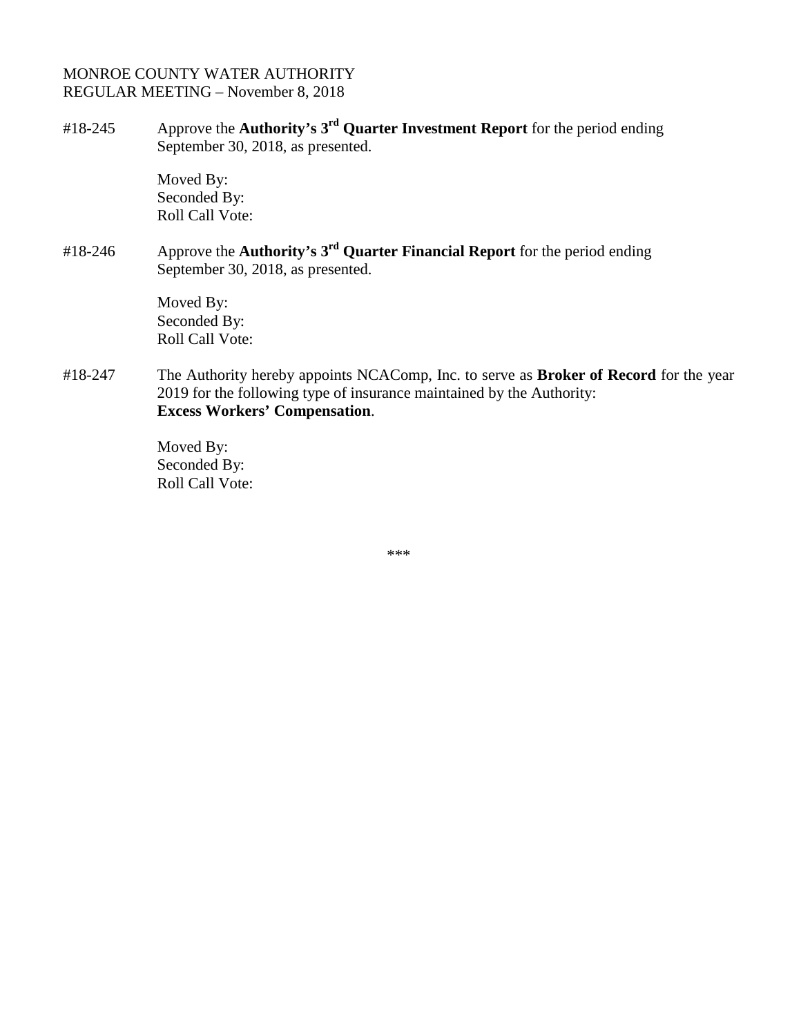MONROE COUNTY WATER AUTHORITY
REGULAR MEETING – November 8, 2018

#18-245 Approve the **Authority's 3rd Quarter Investment Report** for the period ending September 30, 2018, as presented.

Moved By:
Seconded By:
Roll Call Vote:

#18-246 Approve the **Authority's 3rd Quarter Financial Report** for the period ending September 30, 2018, as presented.

Moved By:
Seconded By:
Roll Call Vote:

#18-247 The Authority hereby appoints NCAComp, Inc. to serve as **Broker of Record** for the year 2019 for the following type of insurance maintained by the Authority:
**Excess Workers' Compensation**.

Moved By:
Seconded By:
Roll Call Vote:

***